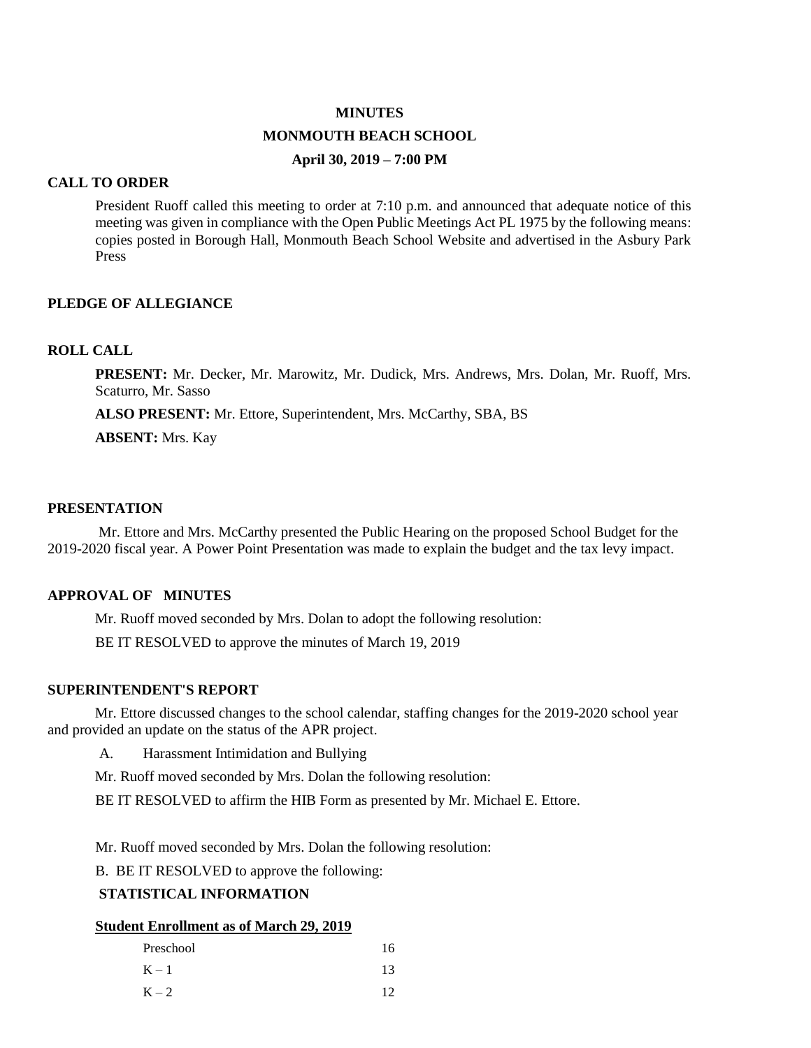# MINUTES

## MONMOUTH BEACH SCHOOL

### April 30, 2019 – 7:00 PM

**CALL TO ORDER**

President Ruoff called this meeting to order at 7:10 p.m. and announced that adequate notice of this meeting was given in compliance with the Open Public Meetings Act PL 1975 by the following means: copies posted in Borough Hall, Monmouth Beach School Website and advertised in the Asbury Park Press

**PLEDGE OF ALLEGIANCE**

**ROLL CALL**

**PRESENT:** Mr. Decker, Mr. Marowitz, Mr. Dudick, Mrs. Andrews, Mrs. Dolan, Mr. Ruoff, Mrs. Scaturro, Mr. Sasso

**ALSO PRESENT:** Mr. Ettore, Superintendent, Mrs. McCarthy, SBA, BS

**ABSENT:** Mrs. Kay

**PRESENTATION**

Mr. Ettore and Mrs. McCarthy presented the Public Hearing on the proposed School Budget for the 2019-2020 fiscal year. A Power Point Presentation was made to explain the budget and the tax levy impact.

**APPROVAL OF MINUTES**

Mr. Ruoff moved seconded by Mrs. Dolan to adopt the following resolution:

BE IT RESOLVED to approve the minutes of March 19, 2019

**SUPERINTENDENT'S REPORT**

Mr. Ettore discussed changes to the school calendar, staffing changes for the 2019-2020 school year and provided an update on the status of the APR project.

A. Harassment Intimidation and Bullying

Mr. Ruoff moved seconded by Mrs. Dolan the following resolution:

BE IT RESOLVED to affirm the HIB Form as presented by Mr. Michael E. Ettore.

Mr. Ruoff moved seconded by Mrs. Dolan the following resolution:

B. BE IT RESOLVED to approve the following:

**STATISTICAL INFORMATION**

**Student Enrollment as of March 29, 2019**

| | |
|---|---|
| Preschool | 16 |
| K – 1 | 13 |
| K – 2 | 12 |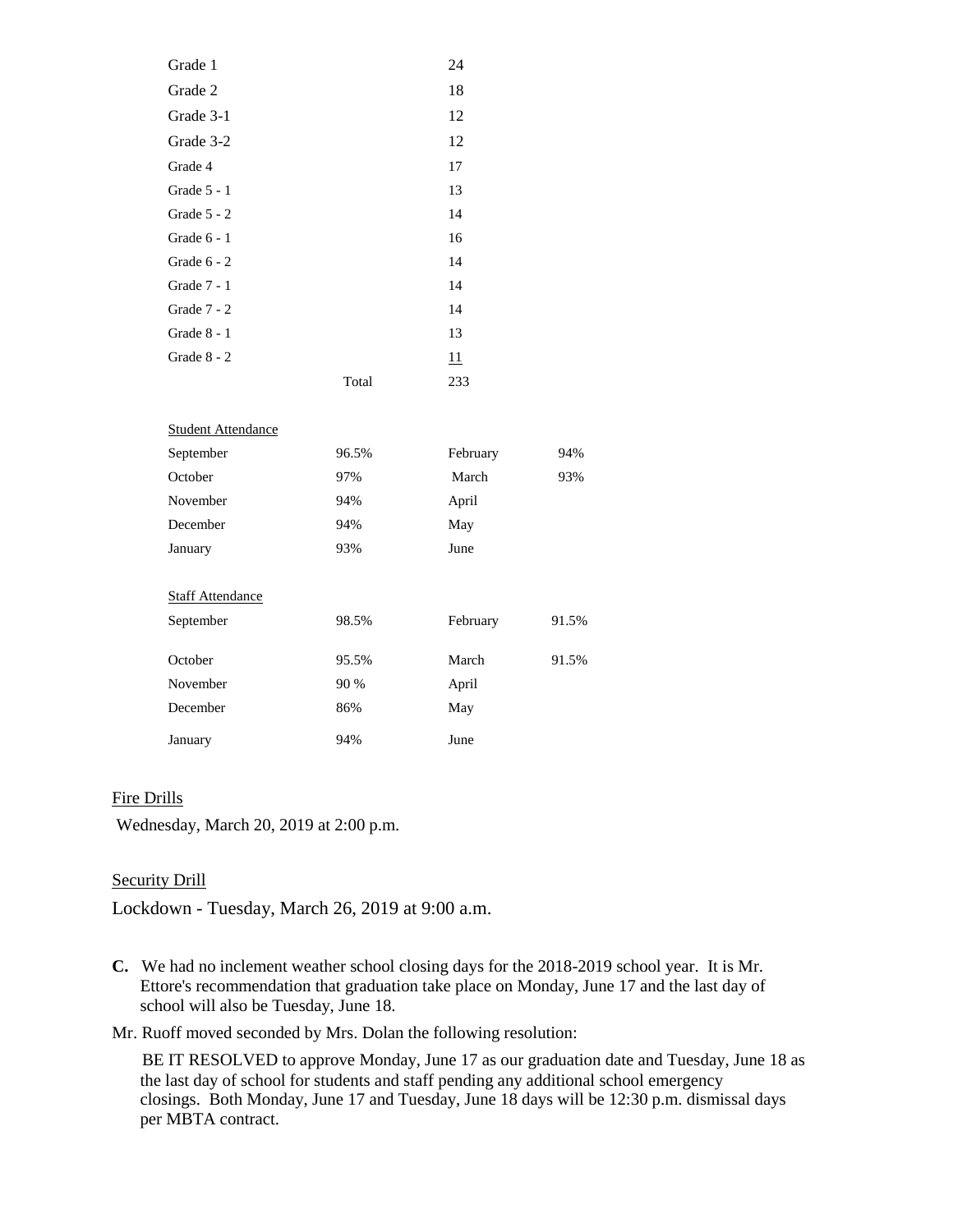| | | |
|---|---|---|
| Grade 1 | | 24 |
| Grade 2 | | 18 |
| Grade 3-1 | | 12 |
| Grade 3-2 | | 12 |
| Grade 4 | | 17 |
| Grade 5 - 1 | | 13 |
| Grade 5 - 2 | | 14 |
| Grade 6 - 1 | | 16 |
| Grade 6 - 2 | | 14 |
| Grade 7 - 1 | | 14 |
| Grade 7 - 2 | | 14 |
| Grade 8 - 1 | | 13 |
| Grade 8 - 2 | | 11 |
| | Total | 233 |

Student Attendance

| | | | |
|---|---|---|---|
| September | 96.5% | February | 94% |
| October | 97% | March | 93% |
| November | 94% | April | |
| December | 94% | May | |
| January | 93% | June | |

Staff Attendance

| | | | |
|---|---|---|---|
| September | 98.5% | February | 91.5% |
| October | 95.5% | March | 91.5% |
| November | 90 % | April | |
| December | 86% | May | |
| January | 94% | June | |

Fire Drills

Wednesday, March 20, 2019 at 2:00 p.m.

Security Drill

Lockdown - Tuesday, March 26, 2019 at 9:00 a.m.

**C.** We had no inclement weather school closing days for the 2018-2019 school year. It is Mr. Ettore's recommendation that graduation take place on Monday, June 17 and the last day of school will also be Tuesday, June 18.

Mr. Ruoff moved seconded by Mrs. Dolan the following resolution:

BE IT RESOLVED to approve Monday, June 17 as our graduation date and Tuesday, June 18 as the last day of school for students and staff pending any additional school emergency closings. Both Monday, June 17 and Tuesday, June 18 days will be 12:30 p.m. dismissal days per MBTA contract.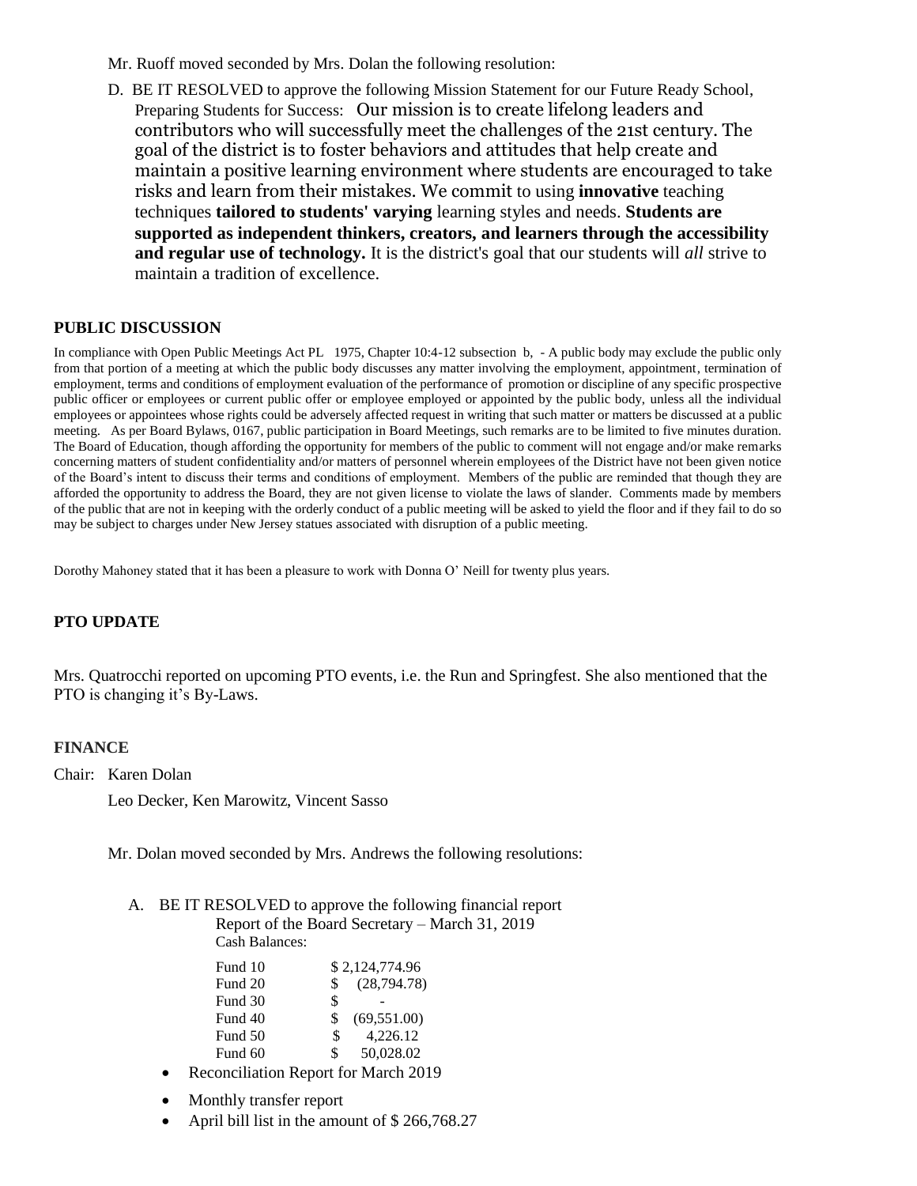Mr. Ruoff moved seconded by Mrs. Dolan the following resolution:

D. BE IT RESOLVED to approve the following Mission Statement for our Future Ready School, Preparing Students for Success: Our mission is to create lifelong leaders and contributors who will successfully meet the challenges of the 21st century. The goal of the district is to foster behaviors and attitudes that help create and maintain a positive learning environment where students are encouraged to take risks and learn from their mistakes. We commit to using **innovative** teaching techniques **tailored to students' varying** learning styles and needs. **Students are supported as independent thinkers, creators, and learners through the accessibility and regular use of technology.** It is the district's goal that our students will *all* strive to maintain a tradition of excellence.

### PUBLIC DISCUSSION

In compliance with Open Public Meetings Act PL 1975, Chapter 10:4-12 subsection b, - A public body may exclude the public only from that portion of a meeting at which the public body discusses any matter involving the employment, appointment, termination of employment, terms and conditions of employment evaluation of the performance of promotion or discipline of any specific prospective public officer or employees or current public offer or employee employed or appointed by the public body, unless all the individual employees or appointees whose rights could be adversely affected request in writing that such matter or matters be discussed at a public meeting. As per Board Bylaws, 0167, public participation in Board Meetings, such remarks are to be limited to five minutes duration. The Board of Education, though affording the opportunity for members of the public to comment will not engage and/or make remarks concerning matters of student confidentiality and/or matters of personnel wherein employees of the District have not been given notice of the Board's intent to discuss their terms and conditions of employment. Members of the public are reminded that though they are afforded the opportunity to address the Board, they are not given license to violate the laws of slander. Comments made by members of the public that are not in keeping with the orderly conduct of a public meeting will be asked to yield the floor and if they fail to do so may be subject to charges under New Jersey statues associated with disruption of a public meeting.

Dorothy Mahoney stated that it has been a pleasure to work with Donna O' Neill for twenty plus years.

### PTO UPDATE

Mrs. Quatrocchi reported on upcoming PTO events, i.e. the Run and Springfest. She also mentioned that the PTO is changing it's By-Laws.

### FINANCE

Chair: Karen Dolan

Leo Decker, Ken Marowitz, Vincent Sasso

Mr. Dolan moved seconded by Mrs. Andrews the following resolutions:

A. BE IT RESOLVED to approve the following financial report

Report of the Board Secretary – March 31, 2019

Cash Balances:

| | |
|---|---|
| Fund 10 | $ 2,124,774.96 |
| Fund 20 | $ (28,794.78) |
| Fund 30 | $ - |
| Fund 40 | $ (69,551.00) |
| Fund 50 | $ 4,226.12 |
| Fund 60 | $ 50,028.02 |

- Reconciliation Report for March 2019
- Monthly transfer report
- April bill list in the amount of $ 266,768.27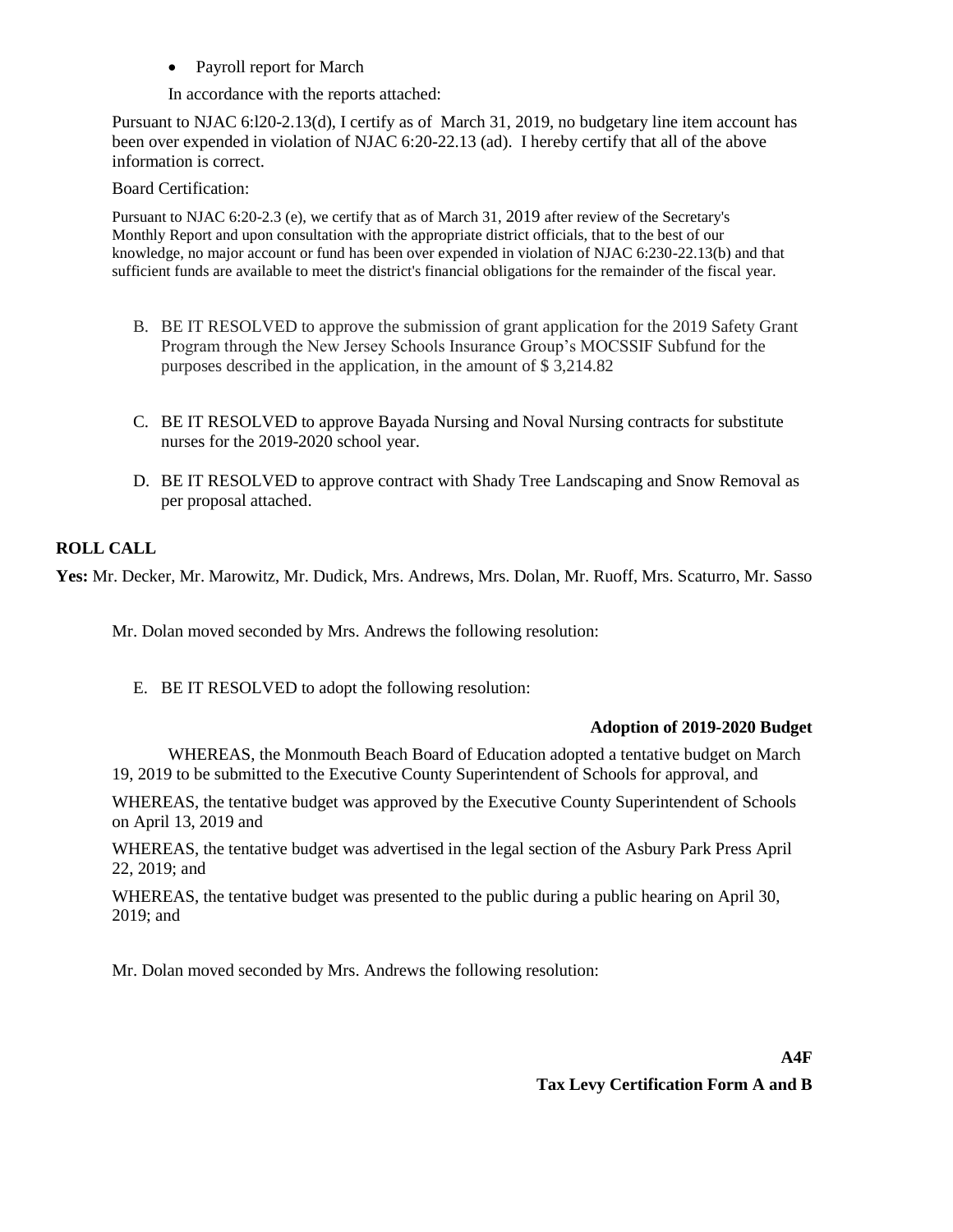- Payroll report for March

In accordance with the reports attached:

Pursuant to NJAC 6:l20-2.13(d), I certify as of March 31, 2019, no budgetary line item account has been over expended in violation of NJAC 6:20-22.13 (ad). I hereby certify that all of the above information is correct.

Board Certification:

Pursuant to NJAC 6:20-2.3 (e), we certify that as of March 31, 2019 after review of the Secretary's Monthly Report and upon consultation with the appropriate district officials, that to the best of our knowledge, no major account or fund has been over expended in violation of NJAC 6:230-22.13(b) and that sufficient funds are available to meet the district's financial obligations for the remainder of the fiscal year.

B. BE IT RESOLVED to approve the submission of grant application for the 2019 Safety Grant Program through the New Jersey Schools Insurance Group's MOCSSIF Subfund for the purposes described in the application, in the amount of $ 3,214.82

C. BE IT RESOLVED to approve Bayada Nursing and Noval Nursing contracts for substitute nurses for the 2019-2020 school year.

D. BE IT RESOLVED to approve contract with Shady Tree Landscaping and Snow Removal as per proposal attached.

**ROLL CALL**

**Yes:** Mr. Decker, Mr. Marowitz, Mr. Dudick, Mrs. Andrews, Mrs. Dolan, Mr. Ruoff, Mrs. Scaturro, Mr. Sasso

Mr. Dolan moved seconded by Mrs. Andrews the following resolution:

E. BE IT RESOLVED to adopt the following resolution:

**Adoption of 2019-2020 Budget**

WHEREAS, the Monmouth Beach Board of Education adopted a tentative budget on March 19, 2019 to be submitted to the Executive County Superintendent of Schools for approval, and

WHEREAS, the tentative budget was approved by the Executive County Superintendent of Schools on April 13, 2019 and

WHEREAS, the tentative budget was advertised in the legal section of the Asbury Park Press April 22, 2019; and

WHEREAS, the tentative budget was presented to the public during a public hearing on April 30, 2019; and

Mr. Dolan moved seconded by Mrs. Andrews the following resolution:

**A4F**

**Tax Levy Certification Form A and B**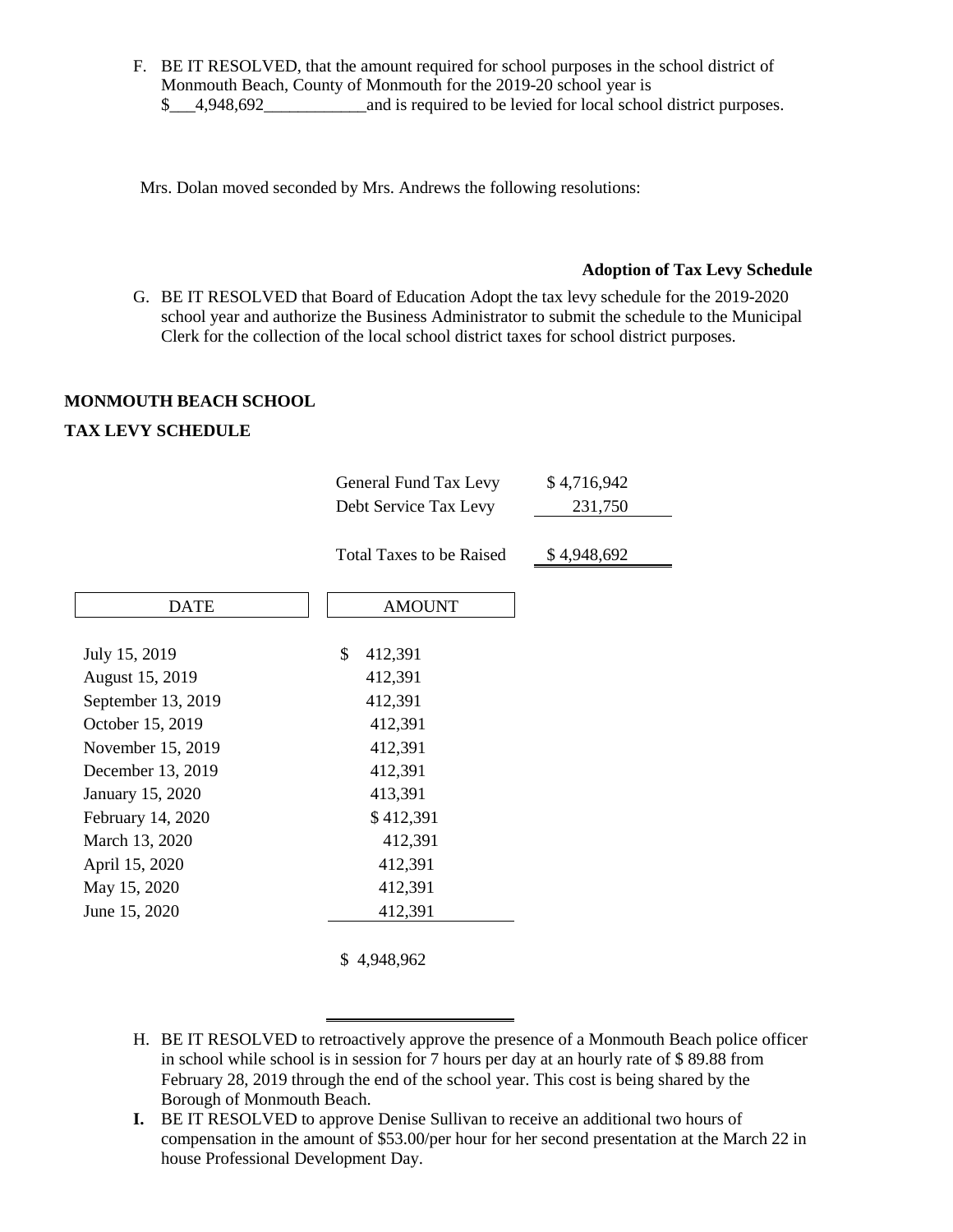F. BE IT RESOLVED, that the amount required for school purposes in the school district of Monmouth Beach, County of Monmouth for the 2019-20 school year is $___4,948,692____________and is required to be levied for local school district purposes.

Mrs. Dolan moved seconded by Mrs. Andrews the following resolutions:

**Adoption of Tax Levy Schedule**

G. BE IT RESOLVED that Board of Education Adopt the tax levy schedule for the 2019-2020 school year and authorize the Business Administrator to submit the schedule to the Municipal Clerk for the collection of the local school district taxes for school district purposes.

**MONMOUTH BEACH SCHOOL**

**TAX LEVY SCHEDULE**

| | |
|---|---|
| General Fund Tax Levy | $ 4,716,942 |
| Debt Service Tax Levy | 231,750 |
| Total Taxes to be Raised | $ 4,948,692 |

| DATE | AMOUNT |
|---|---|
| July 15, 2019 | $ 412,391 |
| August 15, 2019 | 412,391 |
| September 13, 2019 | 412,391 |
| October 15, 2019 | 412,391 |
| November 15, 2019 | 412,391 |
| December 13, 2019 | 412,391 |
| January 15, 2020 | 413,391 |
| February 14, 2020 | $ 412,391 |
| March 13, 2020 | 412,391 |
| April 15, 2020 | 412,391 |
| May 15, 2020 | 412,391 |
| June 15, 2020 | 412,391 |
| | $ 4,948,962 |

H. BE IT RESOLVED to retroactively approve the presence of a Monmouth Beach police officer in school while school is in session for 7 hours per day at an hourly rate of $ 89.88 from February 28, 2019 through the end of the school year. This cost is being shared by the Borough of Monmouth Beach.

**I.** BE IT RESOLVED to approve Denise Sullivan to receive an additional two hours of compensation in the amount of $53.00/per hour for her second presentation at the March 22 in house Professional Development Day.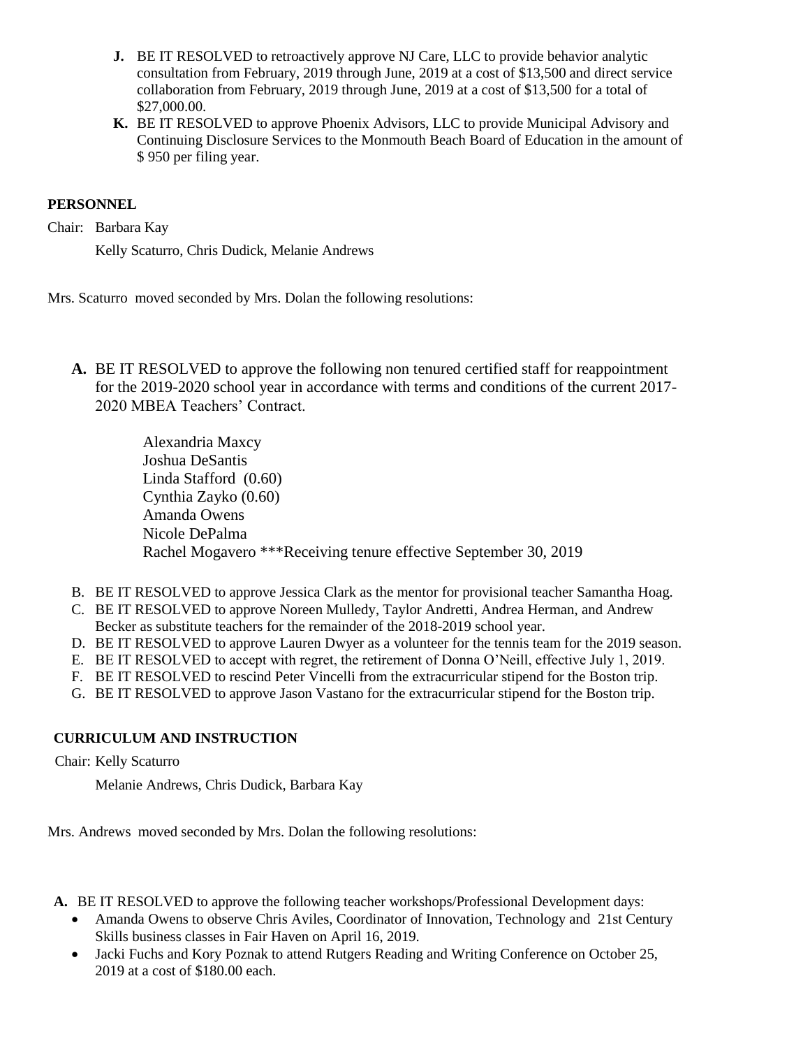**J.** BE IT RESOLVED to retroactively approve NJ Care, LLC to provide behavior analytic consultation from February, 2019 through June, 2019 at a cost of $13,500 and direct service collaboration from February, 2019 through June, 2019 at a cost of $13,500 for a total of $27,000.00.

**K.** BE IT RESOLVED to approve Phoenix Advisors, LLC to provide Municipal Advisory and Continuing Disclosure Services to the Monmouth Beach Board of Education in the amount of $ 950 per filing year.

**PERSONNEL**

Chair: Barbara Kay

Kelly Scaturro, Chris Dudick, Melanie Andrews

Mrs. Scaturro moved seconded by Mrs. Dolan the following resolutions:

**A.** BE IT RESOLVED to approve the following non tenured certified staff for reappointment for the 2019-2020 school year in accordance with terms and conditions of the current 2017-2020 MBEA Teachers' Contract.

Alexandria Maxcy
Joshua DeSantis
Linda Stafford (0.60)
Cynthia Zayko (0.60)
Amanda Owens
Nicole DePalma
Rachel Mogavero ***Receiving tenure effective September 30, 2019

B. BE IT RESOLVED to approve Jessica Clark as the mentor for provisional teacher Samantha Hoag.
C. BE IT RESOLVED to approve Noreen Mulledy, Taylor Andretti, Andrea Herman, and Andrew Becker as substitute teachers for the remainder of the 2018-2019 school year.
D. BE IT RESOLVED to approve Lauren Dwyer as a volunteer for the tennis team for the 2019 season.
E. BE IT RESOLVED to accept with regret, the retirement of Donna O'Neill, effective July 1, 2019.
F. BE IT RESOLVED to rescind Peter Vincelli from the extracurricular stipend for the Boston trip.
G. BE IT RESOLVED to approve Jason Vastano for the extracurricular stipend for the Boston trip.

**CURRICULUM AND INSTRUCTION**

Chair: Kelly Scaturro

Melanie Andrews, Chris Dudick, Barbara Kay

Mrs. Andrews moved seconded by Mrs. Dolan the following resolutions:

**A.** BE IT RESOLVED to approve the following teacher workshops/Professional Development days:

- Amanda Owens to observe Chris Aviles, Coordinator of Innovation, Technology and 21st Century Skills business classes in Fair Haven on April 16, 2019.
- Jacki Fuchs and Kory Poznak to attend Rutgers Reading and Writing Conference on October 25, 2019 at a cost of $180.00 each.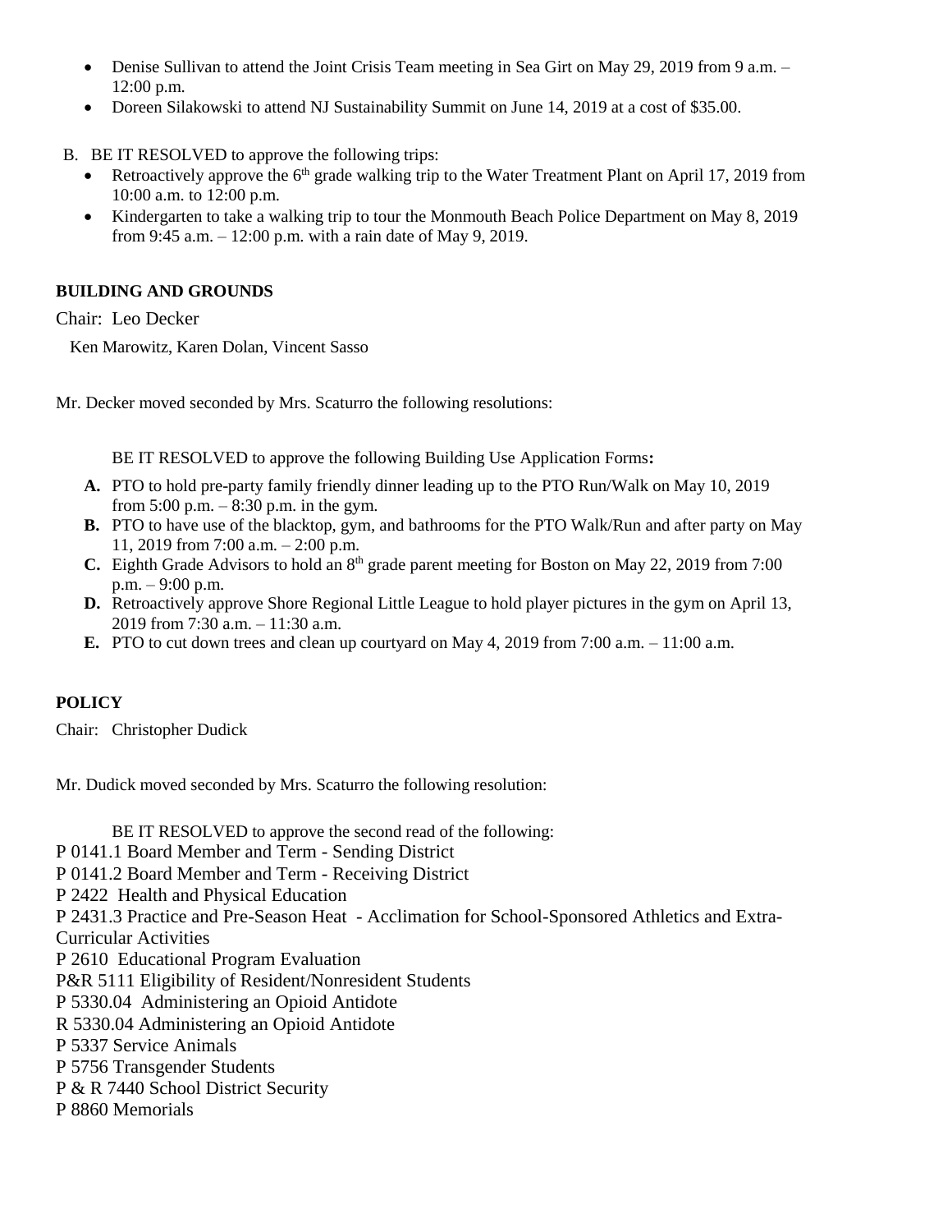- Denise Sullivan to attend the Joint Crisis Team meeting in Sea Girt on May 29, 2019 from 9 a.m. – 12:00 p.m.
- Doreen Silakowski to attend NJ Sustainability Summit on June 14, 2019 at a cost of $35.00.

B. BE IT RESOLVED to approve the following trips:
- Retroactively approve the 6th grade walking trip to the Water Treatment Plant on April 17, 2019 from 10:00 a.m. to 12:00 p.m.
- Kindergarten to take a walking trip to tour the Monmouth Beach Police Department on May 8, 2019 from 9:45 a.m. – 12:00 p.m. with a rain date of May 9, 2019.

**BUILDING AND GROUNDS**

Chair: Leo Decker

Ken Marowitz, Karen Dolan, Vincent Sasso

Mr. Decker moved seconded by Mrs. Scaturro the following resolutions:

BE IT RESOLVED to approve the following Building Use Application Forms**:**

**A.** PTO to hold pre-party family friendly dinner leading up to the PTO Run/Walk on May 10, 2019 from 5:00 p.m. – 8:30 p.m. in the gym.
**B.** PTO to have use of the blacktop, gym, and bathrooms for the PTO Walk/Run and after party on May 11, 2019 from 7:00 a.m. – 2:00 p.m.
**C.** Eighth Grade Advisors to hold an 8th grade parent meeting for Boston on May 22, 2019 from 7:00 p.m. – 9:00 p.m.
**D.** Retroactively approve Shore Regional Little League to hold player pictures in the gym on April 13, 2019 from 7:30 a.m. – 11:30 a.m.
**E.** PTO to cut down trees and clean up courtyard on May 4, 2019 from 7:00 a.m. – 11:00 a.m.

**POLICY**

Chair: Christopher Dudick

Mr. Dudick moved seconded by Mrs. Scaturro the following resolution:

BE IT RESOLVED to approve the second read of the following:

P 0141.1 Board Member and Term - Sending District
P 0141.2 Board Member and Term - Receiving District
P 2422 Health and Physical Education
P 2431.3 Practice and Pre-Season Heat - Acclimation for School-Sponsored Athletics and Extra-Curricular Activities
P 2610 Educational Program Evaluation
P&R 5111 Eligibility of Resident/Nonresident Students
P 5330.04 Administering an Opioid Antidote
R 5330.04 Administering an Opioid Antidote
P 5337 Service Animals
P 5756 Transgender Students
P & R 7440 School District Security
P 8860 Memorials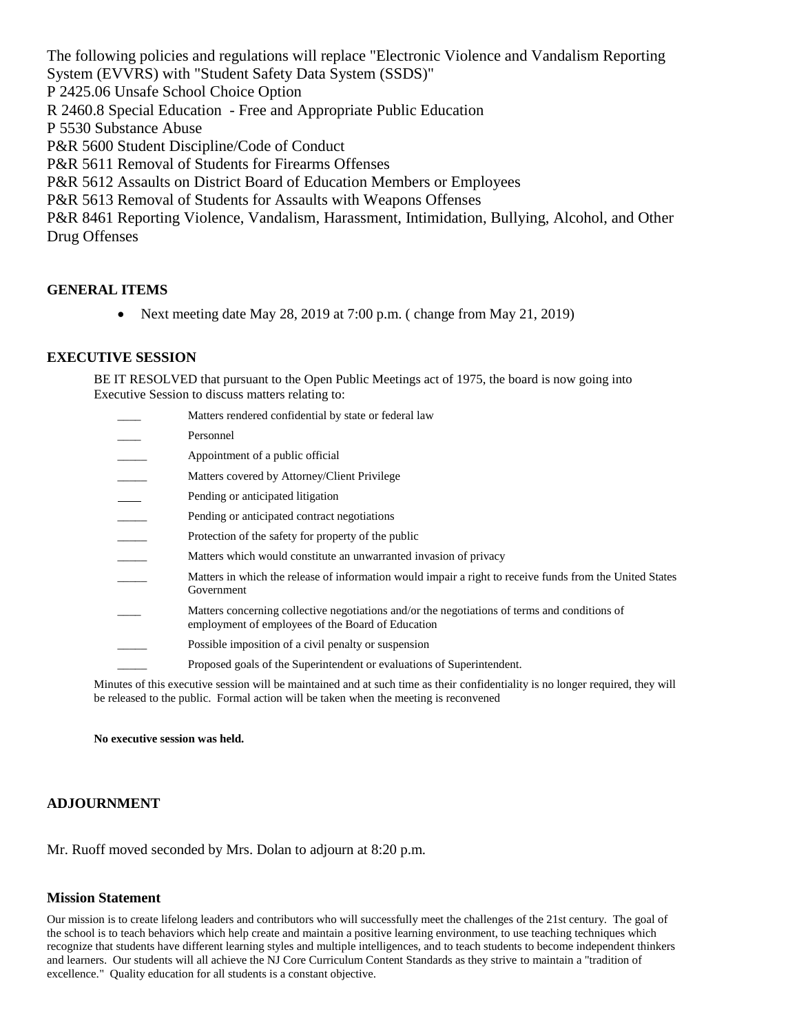The following policies and regulations will replace "Electronic Violence and Vandalism Reporting System (EVVRS) with "Student Safety Data System (SSDS)"
P 2425.06 Unsafe School Choice Option
R 2460.8 Special Education - Free and Appropriate Public Education
P 5530 Substance Abuse
P&R 5600 Student Discipline/Code of Conduct
P&R 5611 Removal of Students for Firearms Offenses
P&R 5612 Assaults on District Board of Education Members or Employees
P&R 5613 Removal of Students for Assaults with Weapons Offenses
P&R 8461 Reporting Violence, Vandalism, Harassment, Intimidation, Bullying, Alcohol, and Other Drug Offenses

### GENERAL ITEMS

- Next meeting date May 28, 2019 at 7:00 p.m. ( change from May 21, 2019)

### EXECUTIVE SESSION

BE IT RESOLVED that pursuant to the Open Public Meetings act of 1975, the board is now going into Executive Session to discuss matters relating to:

____ Matters rendered confidential by state or federal law
____ Personnel
_____ Appointment of a public official
_____ Matters covered by Attorney/Client Privilege
____ Pending or anticipated litigation
_____ Pending or anticipated contract negotiations
_____ Protection of the safety for property of the public
_____ Matters which would constitute an unwarranted invasion of privacy
_____ Matters in which the release of information would impair a right to receive funds from the United States Government
____ Matters concerning collective negotiations and/or the negotiations of terms and conditions of employment of employees of the Board of Education
_____ Possible imposition of a civil penalty or suspension
_____ Proposed goals of the Superintendent or evaluations of Superintendent.

Minutes of this executive session will be maintained and at such time as their confidentiality is no longer required, they will be released to the public. Formal action will be taken when the meeting is reconvened

**No executive session was held.**

### ADJOURNMENT

Mr. Ruoff moved seconded by Mrs. Dolan to adjourn at 8:20 p.m.

### Mission Statement

Our mission is to create lifelong leaders and contributors who will successfully meet the challenges of the 21st century. The goal of the school is to teach behaviors which help create and maintain a positive learning environment, to use teaching techniques which recognize that students have different learning styles and multiple intelligences, and to teach students to become independent thinkers and learners. Our students will all achieve the NJ Core Curriculum Content Standards as they strive to maintain a "tradition of excellence." Quality education for all students is a constant objective.